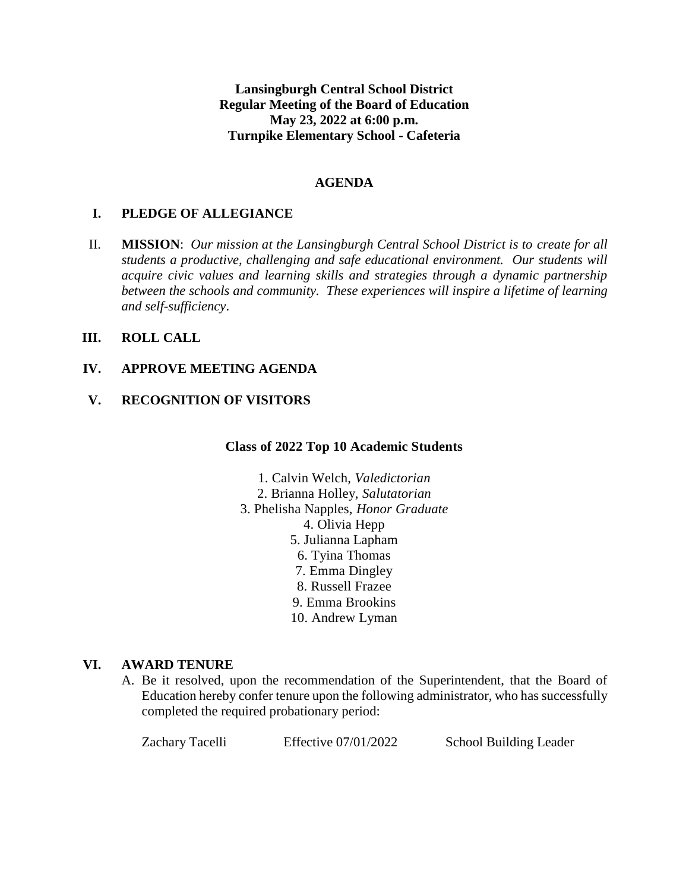**Lansingburgh Central School District**
**Regular Meeting of the Board of Education**
**May 23, 2022 at 6:00 p.m.**
**Turnpike Elementary School - Cafeteria**

# AGENDA

## I. PLEDGE OF ALLEGIANCE

II. **MISSION**: *Our mission at the Lansingburgh Central School District is to create for all students a productive, challenging and safe educational environment. Our students will acquire civic values and learning skills and strategies through a dynamic partnership between the schools and community. These experiences will inspire a lifetime of learning and self-sufficiency*.

## III. ROLL CALL

## IV. APPROVE MEETING AGENDA

## V. RECOGNITION OF VISITORS

**Class of 2022 Top 10 Academic Students**

1. Calvin Welch, *Valedictorian*
2. Brianna Holley, *Salutatorian*
3. Phelisha Napples, *Honor Graduate*
4. Olivia Hepp
5. Julianna Lapham
6. Tyina Thomas
7. Emma Dingley
8. Russell Frazee
9. Emma Brookins
10. Andrew Lyman

## VI. AWARD TENURE

A. Be it resolved, upon the recommendation of the Superintendent, that the Board of Education hereby confer tenure upon the following administrator, who has successfully completed the required probationary period:

| | | |
|---|---|---|
| Zachary Tacelli | Effective 07/01/2022 | School Building Leader |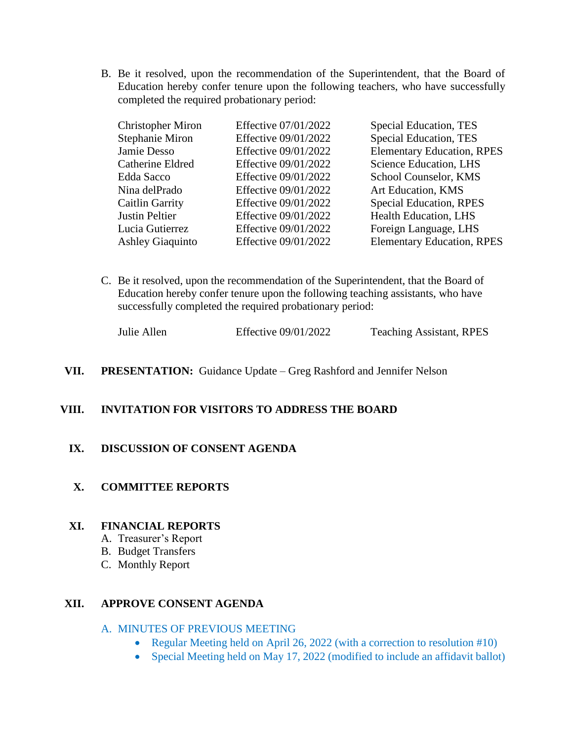B. Be it resolved, upon the recommendation of the Superintendent, that the Board of Education hereby confer tenure upon the following teachers, who have successfully completed the required probationary period:

| | | |
|---|---|---|
| Christopher Miron | Effective 07/01/2022 | Special Education, TES |
| Stephanie Miron | Effective 09/01/2022 | Special Education, TES |
| Jamie Desso | Effective 09/01/2022 | Elementary Education, RPES |
| Catherine Eldred | Effective 09/01/2022 | Science Education, LHS |
| Edda Sacco | Effective 09/01/2022 | School Counselor, KMS |
| Nina delPrado | Effective 09/01/2022 | Art Education, KMS |
| Caitlin Garrity | Effective 09/01/2022 | Special Education, RPES |
| Justin Peltier | Effective 09/01/2022 | Health Education, LHS |
| Lucia Gutierrez | Effective 09/01/2022 | Foreign Language, LHS |
| Ashley Giaquinto | Effective 09/01/2022 | Elementary Education, RPES |

C. Be it resolved, upon the recommendation of the Superintendent, that the Board of Education hereby confer tenure upon the following teaching assistants, who have successfully completed the required probationary period:

| | | |
|---|---|---|
| Julie Allen | Effective 09/01/2022 | Teaching Assistant, RPES |

## VII. PRESENTATION: Guidance Update – Greg Rashford and Jennifer Nelson

## VIII. INVITATION FOR VISITORS TO ADDRESS THE BOARD

## IX. DISCUSSION OF CONSENT AGENDA

## X. COMMITTEE REPORTS

## XI. FINANCIAL REPORTS

A. Treasurer's Report
B. Budget Transfers
C. Monthly Report

## XII. APPROVE CONSENT AGENDA

A. MINUTES OF PREVIOUS MEETING

- Regular Meeting held on April 26, 2022 (with a correction to resolution #10)
- Special Meeting held on May 17, 2022 (modified to include an affidavit ballot)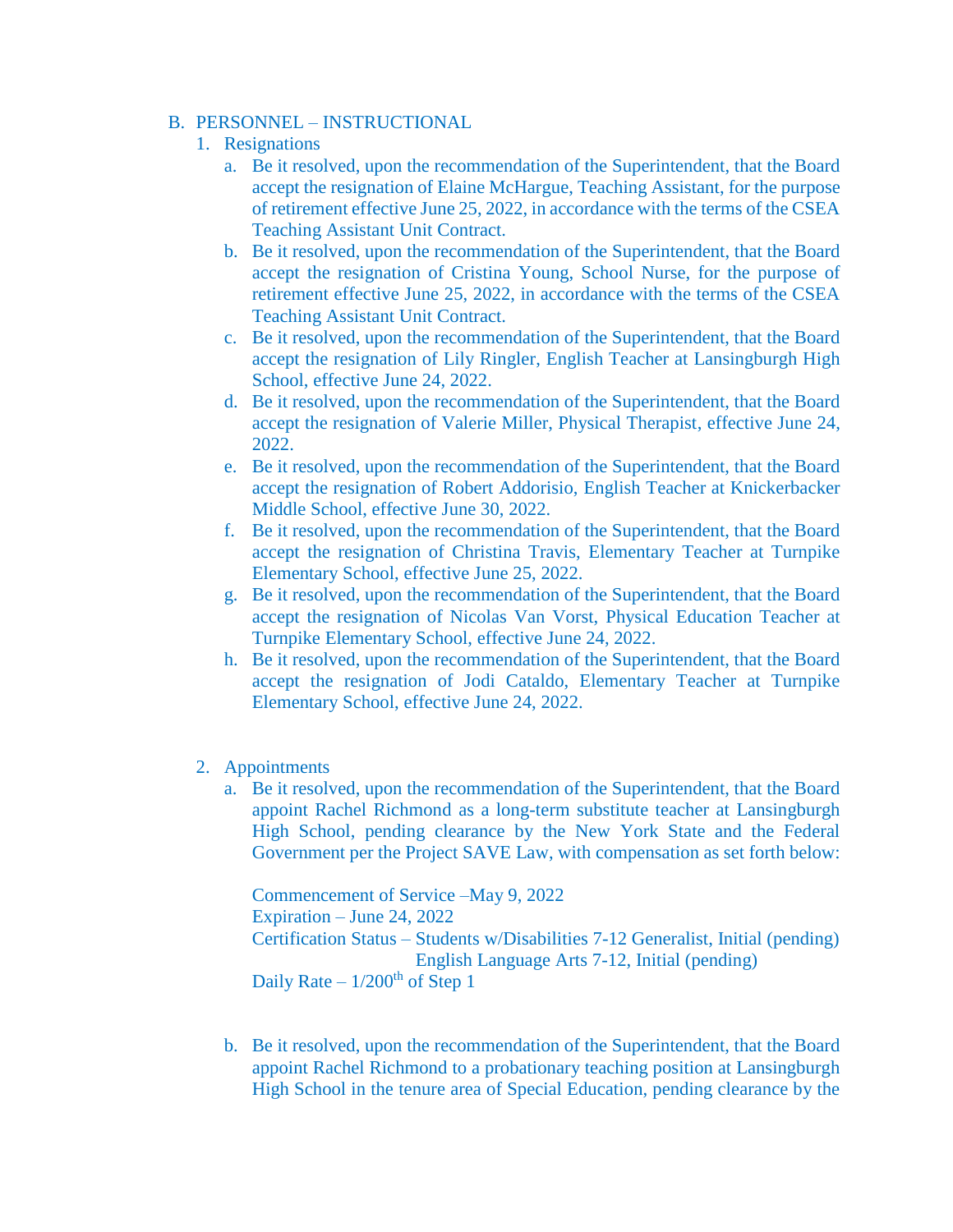B. PERSONNEL – INSTRUCTIONAL

1. Resignations
   a. Be it resolved, upon the recommendation of the Superintendent, that the Board accept the resignation of Elaine McHargue, Teaching Assistant, for the purpose of retirement effective June 25, 2022, in accordance with the terms of the CSEA Teaching Assistant Unit Contract.
   b. Be it resolved, upon the recommendation of the Superintendent, that the Board accept the resignation of Cristina Young, School Nurse, for the purpose of retirement effective June 25, 2022, in accordance with the terms of the CSEA Teaching Assistant Unit Contract.
   c. Be it resolved, upon the recommendation of the Superintendent, that the Board accept the resignation of Lily Ringler, English Teacher at Lansingburgh High School, effective June 24, 2022.
   d. Be it resolved, upon the recommendation of the Superintendent, that the Board accept the resignation of Valerie Miller, Physical Therapist, effective June 24, 2022.
   e. Be it resolved, upon the recommendation of the Superintendent, that the Board accept the resignation of Robert Addorisio, English Teacher at Knickerbacker Middle School, effective June 30, 2022.
   f. Be it resolved, upon the recommendation of the Superintendent, that the Board accept the resignation of Christina Travis, Elementary Teacher at Turnpike Elementary School, effective June 25, 2022.
   g. Be it resolved, upon the recommendation of the Superintendent, that the Board accept the resignation of Nicolas Van Vorst, Physical Education Teacher at Turnpike Elementary School, effective June 24, 2022.
   h. Be it resolved, upon the recommendation of the Superintendent, that the Board accept the resignation of Jodi Cataldo, Elementary Teacher at Turnpike Elementary School, effective June 24, 2022.

2. Appointments
   a. Be it resolved, upon the recommendation of the Superintendent, that the Board appoint Rachel Richmond as a long-term substitute teacher at Lansingburgh High School, pending clearance by the New York State and the Federal Government per the Project SAVE Law, with compensation as set forth below:

      Commencement of Service –May 9, 2022
      Expiration – June 24, 2022
      Certification Status – Students w/Disabilities 7-12 Generalist, Initial (pending)
      English Language Arts 7-12, Initial (pending)
      Daily Rate – 1/200th of Step 1

   b. Be it resolved, upon the recommendation of the Superintendent, that the Board appoint Rachel Richmond to a probationary teaching position at Lansingburgh High School in the tenure area of Special Education, pending clearance by the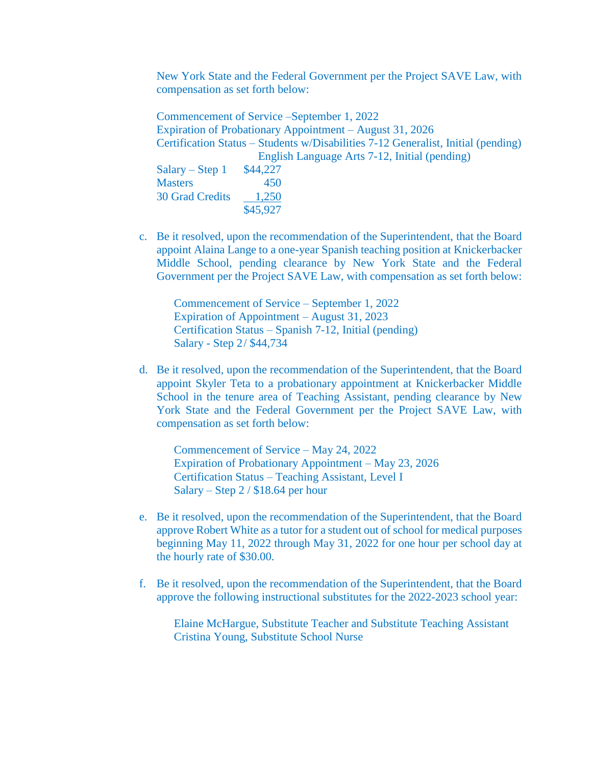New York State and the Federal Government per the Project SAVE Law, with compensation as set forth below:

Commencement of Service –September 1, 2022
Expiration of Probationary Appointment – August 31, 2026
Certification Status – Students w/Disabilities 7-12 Generalist, Initial (pending)
English Language Arts 7-12, Initial (pending)

| | |
|---|---|
| Salary – Step 1 | $44,227 |
| Masters | 450 |
| 30 Grad Credits | 1,250 |
| | $45,927 |

c. Be it resolved, upon the recommendation of the Superintendent, that the Board appoint Alaina Lange to a one-year Spanish teaching position at Knickerbacker Middle School, pending clearance by New York State and the Federal Government per the Project SAVE Law, with compensation as set forth below:

   Commencement of Service – September 1, 2022
   Expiration of Appointment – August 31, 2023
   Certification Status – Spanish 7-12, Initial (pending)
   Salary - Step 2 / $44,734

d. Be it resolved, upon the recommendation of the Superintendent, that the Board appoint Skyler Teta to a probationary appointment at Knickerbacker Middle School in the tenure area of Teaching Assistant, pending clearance by New York State and the Federal Government per the Project SAVE Law, with compensation as set forth below:

   Commencement of Service – May 24, 2022
   Expiration of Probationary Appointment – May 23, 2026
   Certification Status – Teaching Assistant, Level I
   Salary – Step 2 / $18.64 per hour

e. Be it resolved, upon the recommendation of the Superintendent, that the Board approve Robert White as a tutor for a student out of school for medical purposes beginning May 11, 2022 through May 31, 2022 for one hour per school day at the hourly rate of $30.00.

f. Be it resolved, upon the recommendation of the Superintendent, that the Board approve the following instructional substitutes for the 2022-2023 school year:

   Elaine McHargue, Substitute Teacher and Substitute Teaching Assistant
   Cristina Young, Substitute School Nurse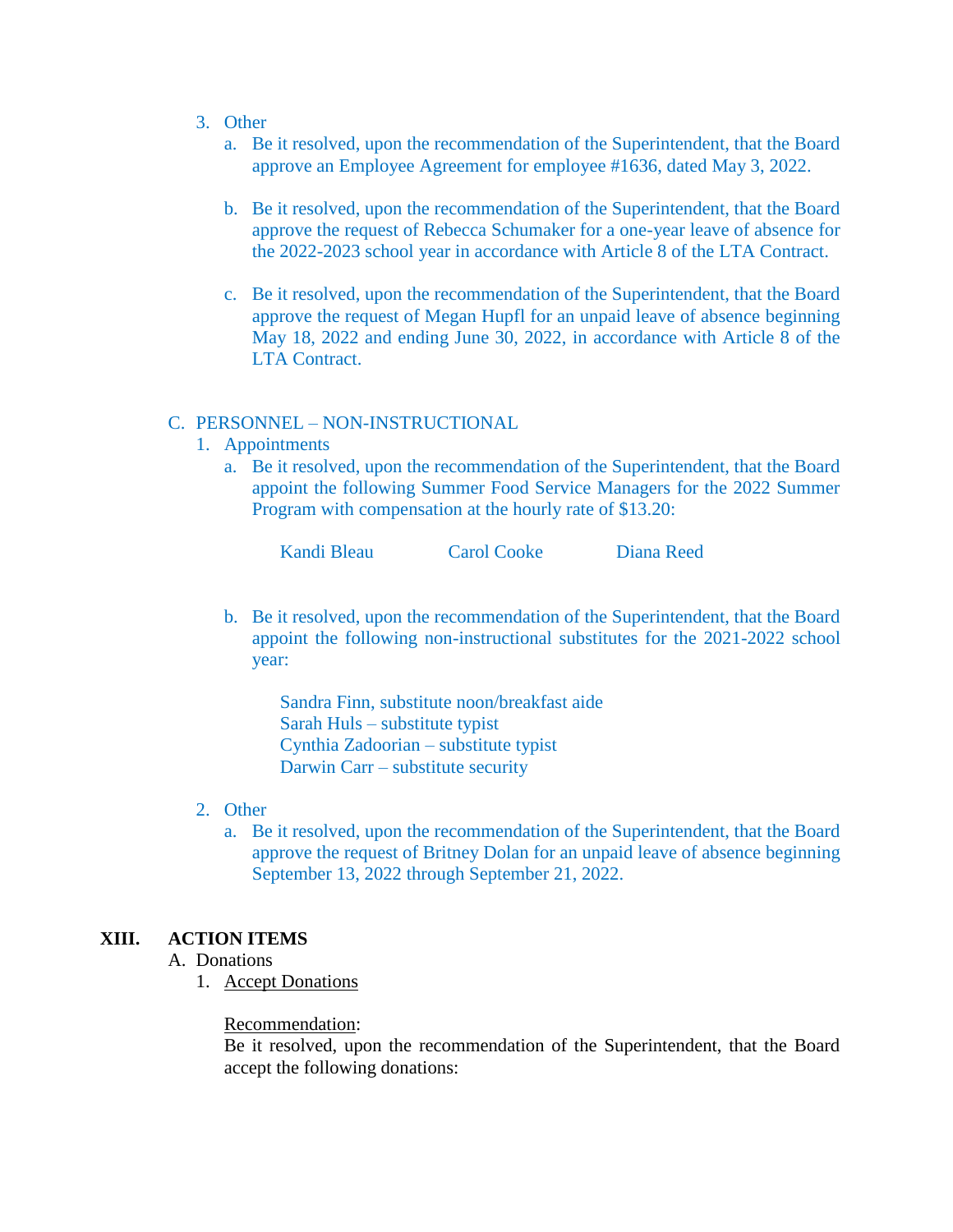3. Other
   a. Be it resolved, upon the recommendation of the Superintendent, that the Board approve an Employee Agreement for employee #1636, dated May 3, 2022.

   b. Be it resolved, upon the recommendation of the Superintendent, that the Board approve the request of Rebecca Schumaker for a one-year leave of absence for the 2022-2023 school year in accordance with Article 8 of the LTA Contract.

   c. Be it resolved, upon the recommendation of the Superintendent, that the Board approve the request of Megan Hupfl for an unpaid leave of absence beginning May 18, 2022 and ending June 30, 2022, in accordance with Article 8 of the LTA Contract.

C. PERSONNEL – NON-INSTRUCTIONAL

1. Appointments
   a. Be it resolved, upon the recommendation of the Superintendent, that the Board appoint the following Summer Food Service Managers for the 2022 Summer Program with compensation at the hourly rate of $13.20:

      Kandi Bleau     Carol Cooke     Diana Reed

   b. Be it resolved, upon the recommendation of the Superintendent, that the Board appoint the following non-instructional substitutes for the 2021-2022 school year:

      Sandra Finn, substitute noon/breakfast aide
      Sarah Huls – substitute typist
      Cynthia Zadoorian – substitute typist
      Darwin Carr – substitute security

2. Other
   a. Be it resolved, upon the recommendation of the Superintendent, that the Board approve the request of Britney Dolan for an unpaid leave of absence beginning September 13, 2022 through September 21, 2022.

## XIII. ACTION ITEMS

A. Donations

1. Accept Donations

   Recommendation:
   Be it resolved, upon the recommendation of the Superintendent, that the Board accept the following donations: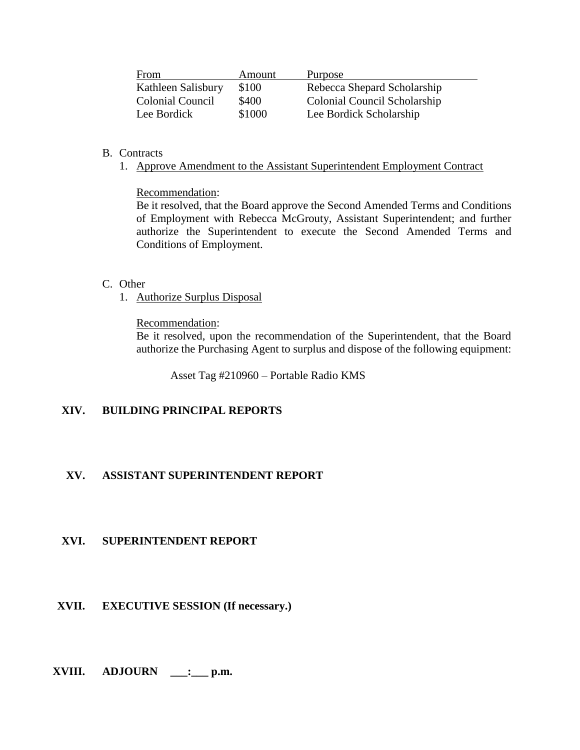| From | Amount | Purpose |
|---|---|---|
| Kathleen Salisbury | $100 | Rebecca Shepard Scholarship |
| Colonial Council | $400 | Colonial Council Scholarship |
| Lee Bordick | $1000 | Lee Bordick Scholarship |

B. Contracts

1. Approve Amendment to the Assistant Superintendent Employment Contract

   Recommendation:
   Be it resolved, that the Board approve the Second Amended Terms and Conditions of Employment with Rebecca McGrouty, Assistant Superintendent; and further authorize the Superintendent to execute the Second Amended Terms and Conditions of Employment.

C. Other

1. Authorize Surplus Disposal

   Recommendation:
   Be it resolved, upon the recommendation of the Superintendent, that the Board authorize the Purchasing Agent to surplus and dispose of the following equipment:

   Asset Tag #210960 – Portable Radio KMS

## XIV. BUILDING PRINCIPAL REPORTS

## XV. ASSISTANT SUPERINTENDENT REPORT

## XVI. SUPERINTENDENT REPORT

## XVII. EXECUTIVE SESSION (If necessary.)

## XVIII. ADJOURN ___:___ p.m.